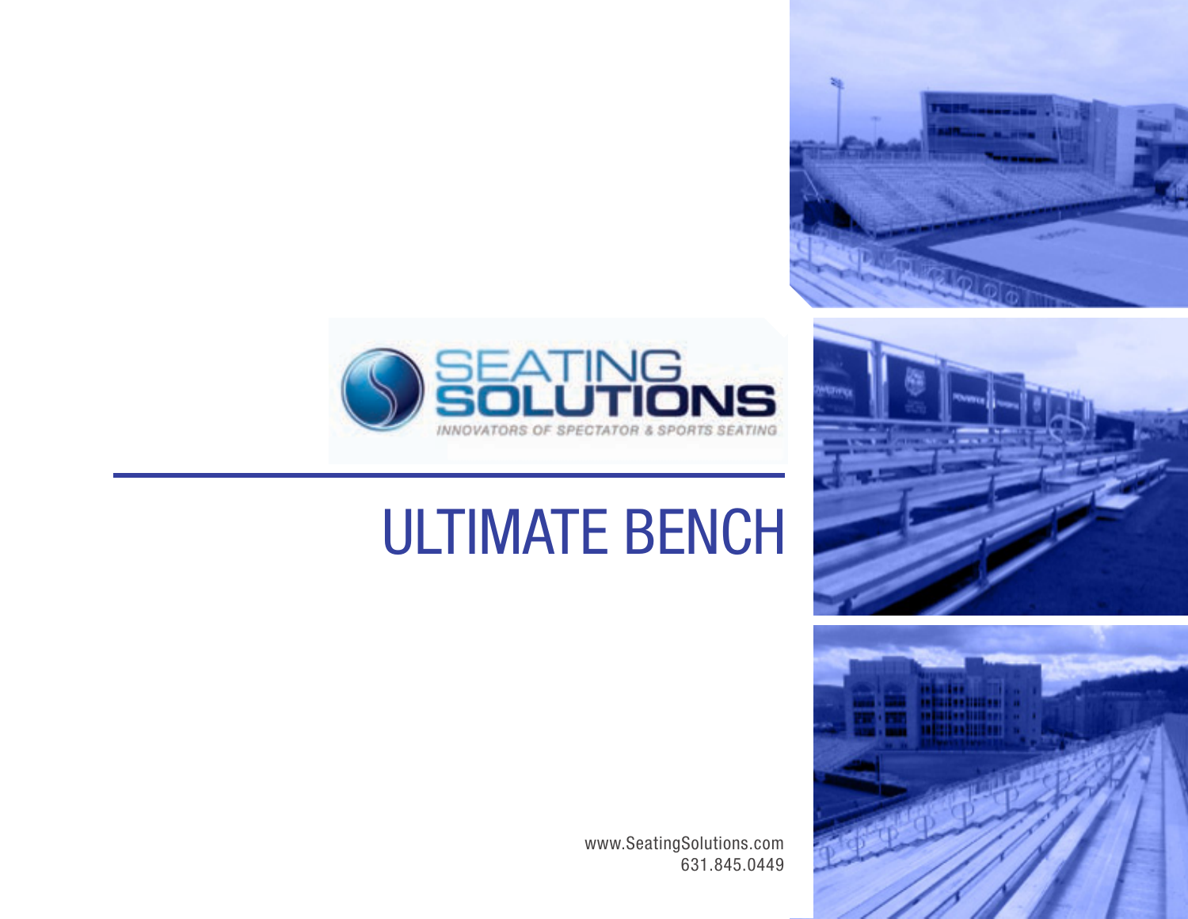SEATING SOLUTIONS

*INNOVATORS OF SPECTATOR & SPORTS SEATING*

# ULTIMATE BENCH

www.SeatingSolutions.com
631.845.0449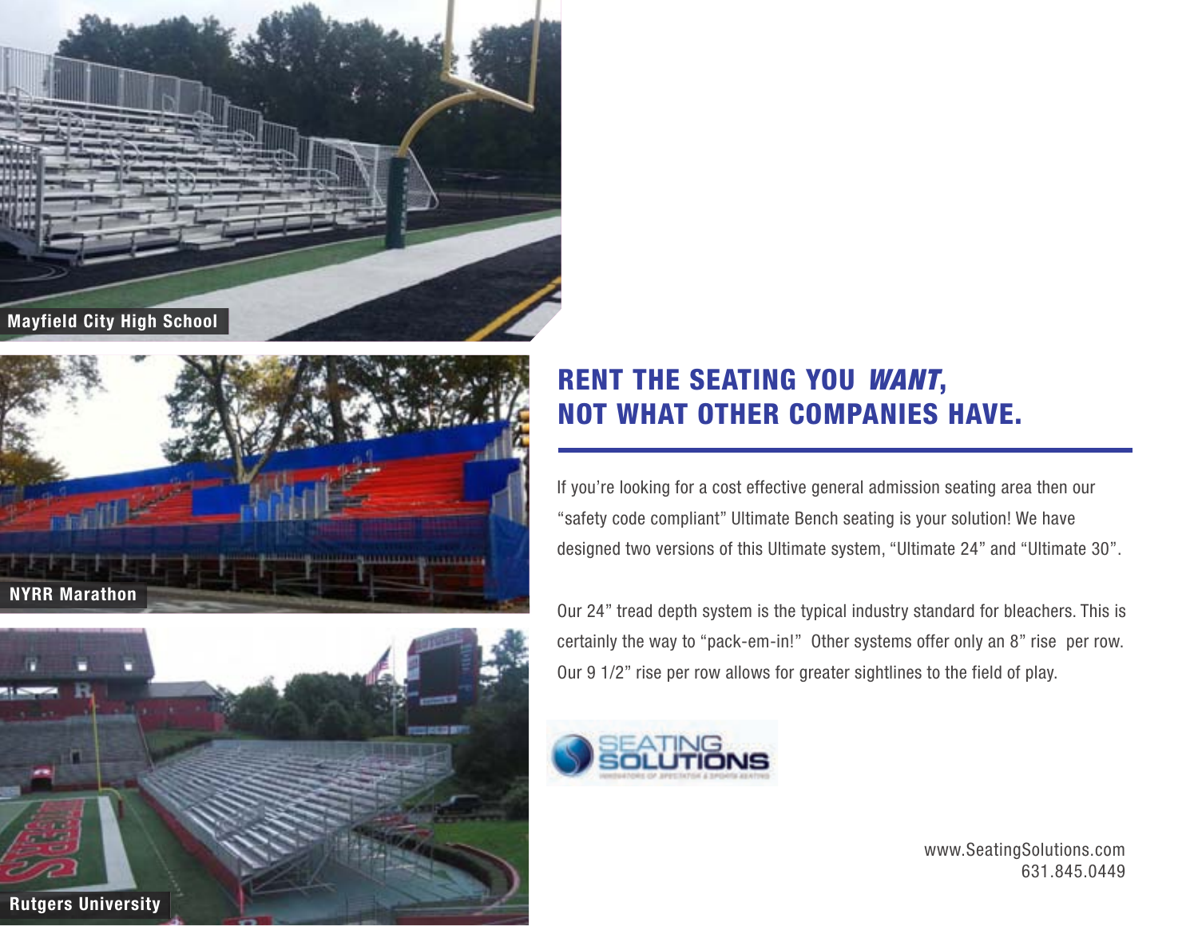Mayfield City High School

NYRR Marathon

Rutgers University

## RENT THE SEATING YOU *WANT*, NOT WHAT OTHER COMPANIES HAVE.

If you're looking for a cost effective general admission seating area then our "safety code compliant" Ultimate Bench seating is your solution! We have designed two versions of this Ultimate system, "Ultimate 24" and "Ultimate 30".

Our 24" tread depth system is the typical industry standard for bleachers. This is certainly the way to "pack-em-in!" Other systems offer only an 8" rise per row. Our 9 1/2" rise per row allows for greater sightlines to the field of play.

SEATING SOLUTIONS
INNOVATORS OF SPECTATOR & SPORTS SEATING

www.SeatingSolutions.com
631.845.0449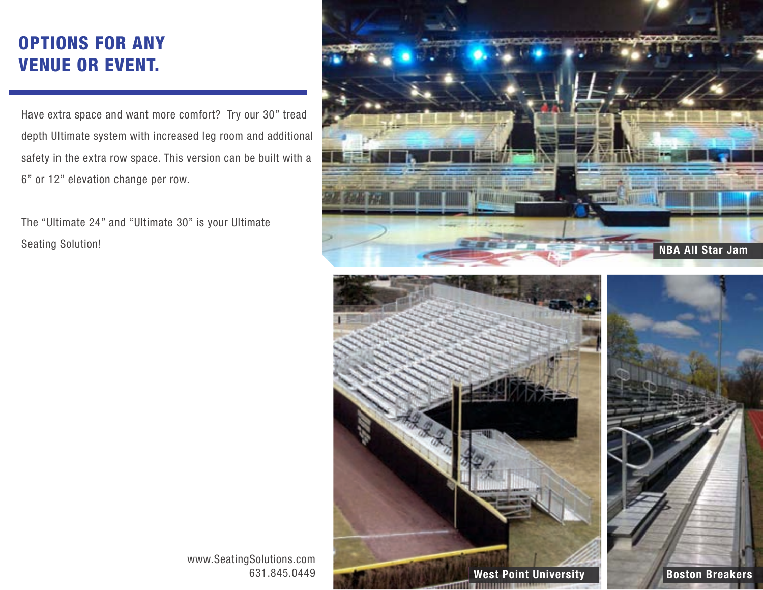# OPTIONS FOR ANY VENUE OR EVENT.

Have extra space and want more comfort? Try our 30" tread depth Ultimate system with increased leg room and additional safety in the extra row space. This version can be built with a 6" or 12" elevation change per row.

The "Ultimate 24" and "Ultimate 30" is your Ultimate Seating Solution!

NBA All Star Jam

West Point University

Boston Breakers

www.SeatingSolutions.com
631.845.0449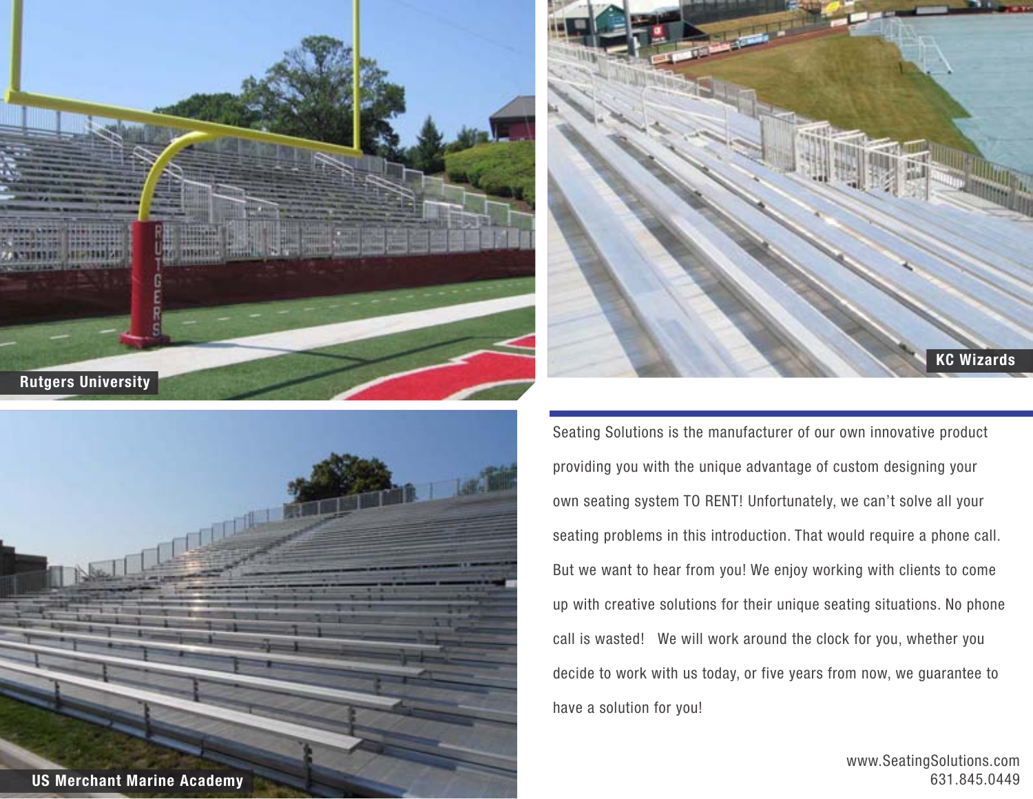Rutgers University

KC Wizards

US Merchant Marine Academy

Seating Solutions is the manufacturer of our own innovative product providing you with the unique advantage of custom designing your own seating system TO RENT! Unfortunately, we can't solve all your seating problems in this introduction. That would require a phone call. But we want to hear from you! We enjoy working with clients to come up with creative solutions for their unique seating situations. No phone call is wasted! We will work around the clock for you, whether you decide to work with us today, or five years from now, we guarantee to have a solution for you!

www.SeatingSolutions.com
631.845.0449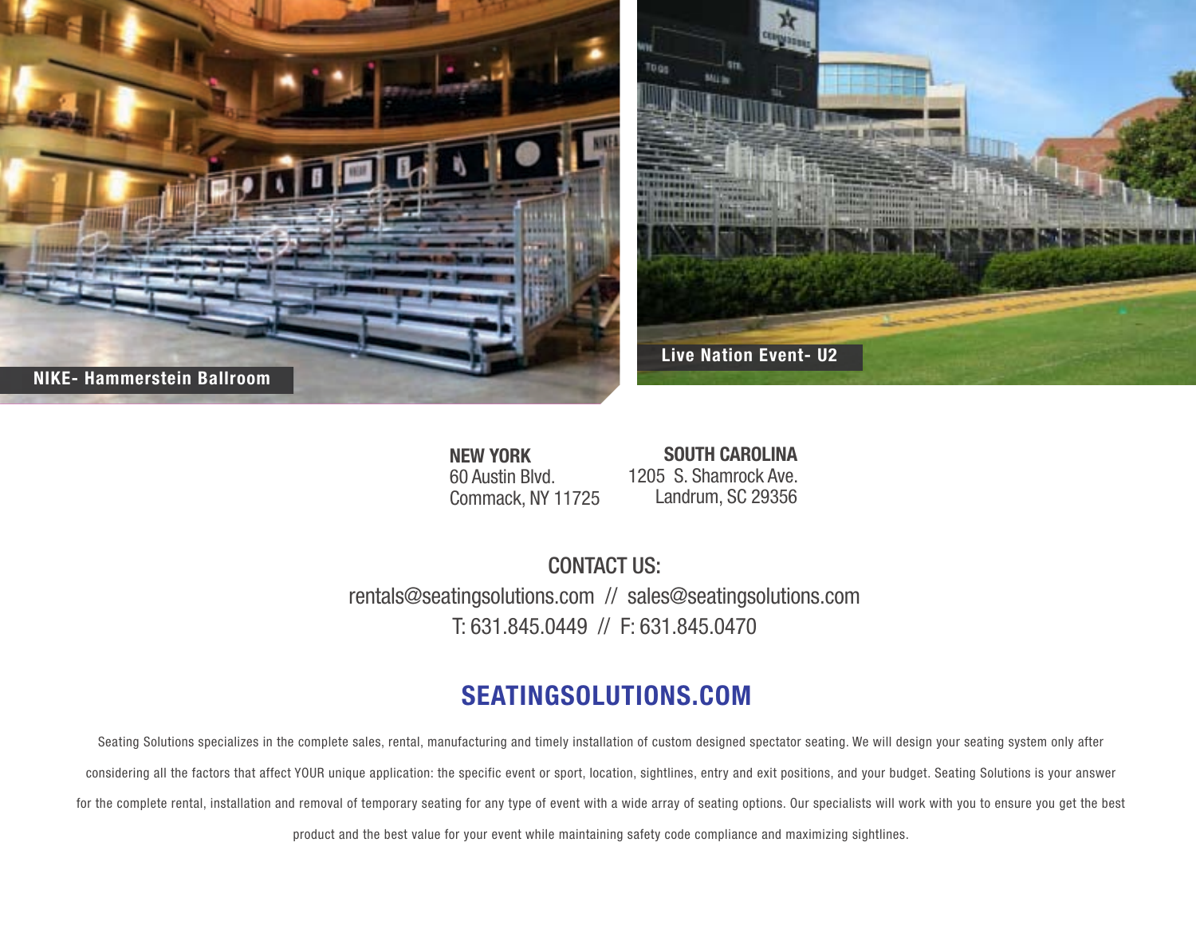NIKE- Hammerstein Ballroom

Live Nation Event- U2

**NEW YORK**
60 Austin Blvd.
Commack, NY 11725

**SOUTH CAROLINA**
1205 S. Shamrock Ave.
Landrum, SC 29356

## CONTACT US:

rentals@seatingsolutions.com // sales@seatingsolutions.com
T: 631.845.0449 // F: 631.845.0470

## SEATINGSOLUTIONS.COM

Seating Solutions specializes in the complete sales, rental, manufacturing and timely installation of custom designed spectator seating. We will design your seating system only after considering all the factors that affect YOUR unique application: the specific event or sport, location, sightlines, entry and exit positions, and your budget. Seating Solutions is your answer for the complete rental, installation and removal of temporary seating for any type of event with a wide array of seating options. Our specialists will work with you to ensure you get the best product and the best value for your event while maintaining safety code compliance and maximizing sightlines.